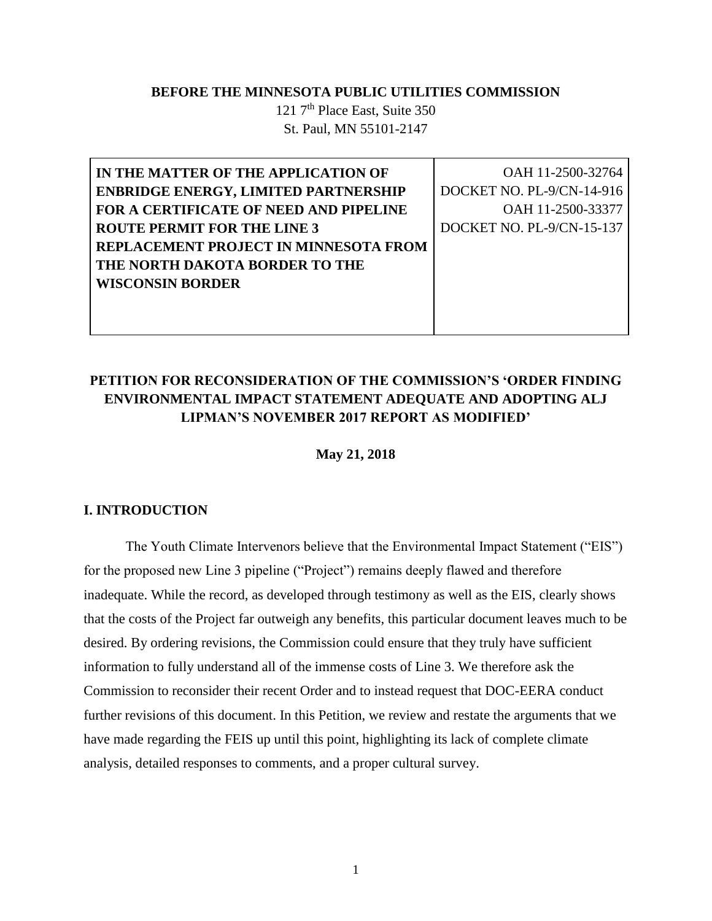**BEFORE THE MINNESOTA PUBLIC UTILITIES COMMISSION**

121 7th Place East, Suite 350
St. Paul, MN 55101-2147

| IN THE MATTER OF THE APPLICATION OF ENBRIDGE ENERGY, LIMITED PARTNERSHIP FOR A CERTIFICATE OF NEED AND PIPELINE ROUTE PERMIT FOR THE LINE 3 REPLACEMENT PROJECT IN MINNESOTA FROM THE NORTH DAKOTA BORDER TO THE WISCONSIN BORDER | OAH 11-2500-32764<br>DOCKET NO. PL-9/CN-14-916<br>OAH 11-2500-33377<br>DOCKET NO. PL-9/CN-15-137 |
|---|---|

**PETITION FOR RECONSIDERATION OF THE COMMISSION'S 'ORDER FINDING ENVIRONMENTAL IMPACT STATEMENT ADEQUATE AND ADOPTING ALJ LIPMAN'S NOVEMBER 2017 REPORT AS MODIFIED'**

**May 21, 2018**

## I. INTRODUCTION

The Youth Climate Intervenors believe that the Environmental Impact Statement ("EIS") for the proposed new Line 3 pipeline ("Project") remains deeply flawed and therefore inadequate. While the record, as developed through testimony as well as the EIS, clearly shows that the costs of the Project far outweigh any benefits, this particular document leaves much to be desired. By ordering revisions, the Commission could ensure that they truly have sufficient information to fully understand all of the immense costs of Line 3. We therefore ask the Commission to reconsider their recent Order and to instead request that DOC-EERA conduct further revisions of this document. In this Petition, we review and restate the arguments that we have made regarding the FEIS up until this point, highlighting its lack of complete climate analysis, detailed responses to comments, and a proper cultural survey.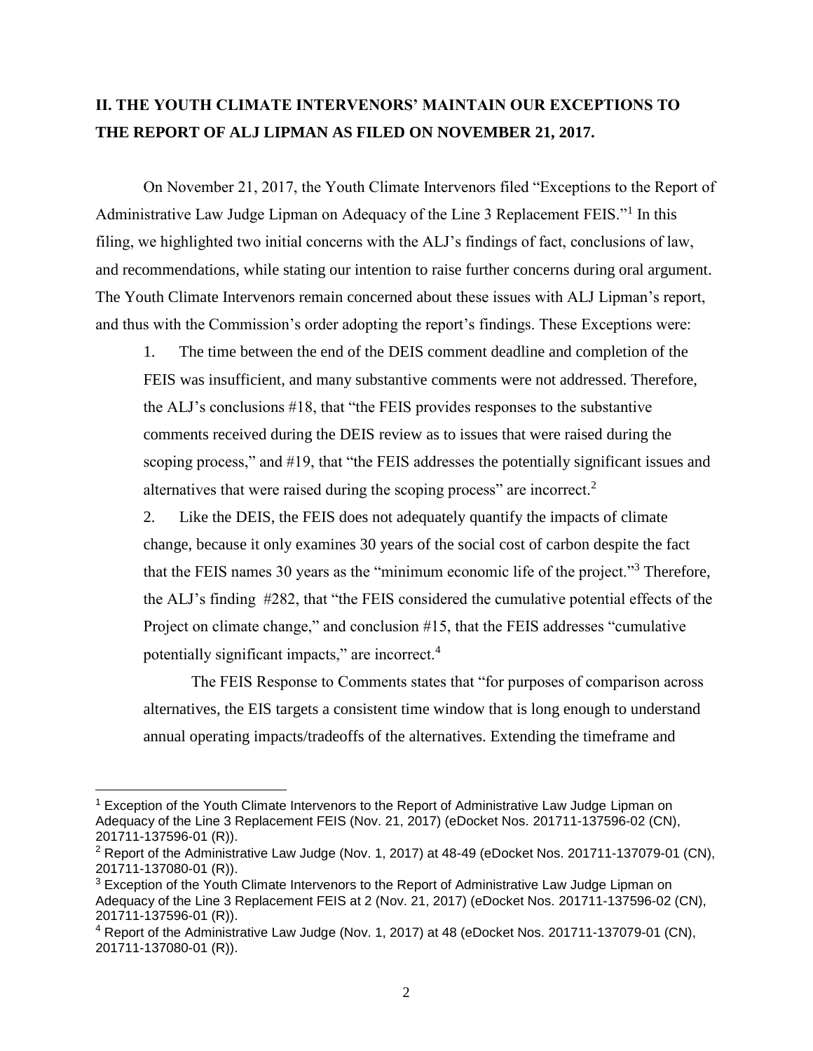## II. THE YOUTH CLIMATE INTERVENORS' MAINTAIN OUR EXCEPTIONS TO THE REPORT OF ALJ LIPMAN AS FILED ON NOVEMBER 21, 2017.

On November 21, 2017, the Youth Climate Intervenors filed "Exceptions to the Report of Administrative Law Judge Lipman on Adequacy of the Line 3 Replacement FEIS."[1] In this filing, we highlighted two initial concerns with the ALJ's findings of fact, conclusions of law, and recommendations, while stating our intention to raise further concerns during oral argument. The Youth Climate Intervenors remain concerned about these issues with ALJ Lipman's report, and thus with the Commission's order adopting the report's findings. These Exceptions were:

1. The time between the end of the DEIS comment deadline and completion of the FEIS was insufficient, and many substantive comments were not addressed. Therefore, the ALJ's conclusions #18, that "the FEIS provides responses to the substantive comments received during the DEIS review as to issues that were raised during the scoping process," and #19, that "the FEIS addresses the potentially significant issues and alternatives that were raised during the scoping process" are incorrect.[2]

2. Like the DEIS, the FEIS does not adequately quantify the impacts of climate change, because it only examines 30 years of the social cost of carbon despite the fact that the FEIS names 30 years as the "minimum economic life of the project."[3] Therefore, the ALJ's finding #282, that "the FEIS considered the cumulative potential effects of the Project on climate change," and conclusion #15, that the FEIS addresses "cumulative potentially significant impacts," are incorrect.[4]

   The FEIS Response to Comments states that "for purposes of comparison across alternatives, the EIS targets a consistent time window that is long enough to understand annual operating impacts/tradeoffs of the alternatives. Extending the timeframe and

---

[1] Exception of the Youth Climate Intervenors to the Report of Administrative Law Judge Lipman on Adequacy of the Line 3 Replacement FEIS (Nov. 21, 2017) (eDocket Nos. 201711-137596-02 (CN), 201711-137596-01 (R)).

[2] Report of the Administrative Law Judge (Nov. 1, 2017) at 48-49 (eDocket Nos. 201711-137079-01 (CN), 201711-137080-01 (R)).

[3] Exception of the Youth Climate Intervenors to the Report of Administrative Law Judge Lipman on Adequacy of the Line 3 Replacement FEIS at 2 (Nov. 21, 2017) (eDocket Nos. 201711-137596-02 (CN), 201711-137596-01 (R)).

[4] Report of the Administrative Law Judge (Nov. 1, 2017) at 48 (eDocket Nos. 201711-137079-01 (CN), 201711-137080-01 (R)).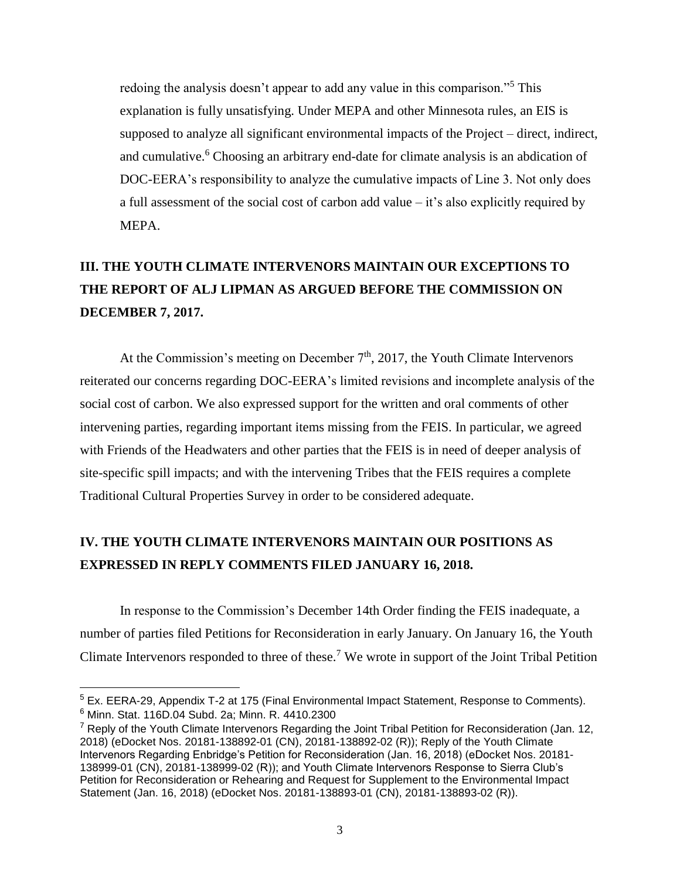redoing the analysis doesn't appear to add any value in this comparison."[5] This explanation is fully unsatisfying. Under MEPA and other Minnesota rules, an EIS is supposed to analyze all significant environmental impacts of the Project – direct, indirect, and cumulative.[6] Choosing an arbitrary end-date for climate analysis is an abdication of DOC-EERA's responsibility to analyze the cumulative impacts of Line 3. Not only does a full assessment of the social cost of carbon add value – it's also explicitly required by MEPA.

## III. THE YOUTH CLIMATE INTERVENORS MAINTAIN OUR EXCEPTIONS TO THE REPORT OF ALJ LIPMAN AS ARGUED BEFORE THE COMMISSION ON DECEMBER 7, 2017.

At the Commission's meeting on December 7th, 2017, the Youth Climate Intervenors reiterated our concerns regarding DOC-EERA's limited revisions and incomplete analysis of the social cost of carbon. We also expressed support for the written and oral comments of other intervening parties, regarding important items missing from the FEIS. In particular, we agreed with Friends of the Headwaters and other parties that the FEIS is in need of deeper analysis of site-specific spill impacts; and with the intervening Tribes that the FEIS requires a complete Traditional Cultural Properties Survey in order to be considered adequate.

## IV. THE YOUTH CLIMATE INTERVENORS MAINTAIN OUR POSITIONS AS EXPRESSED IN REPLY COMMENTS FILED JANUARY 16, 2018.

In response to the Commission's December 14th Order finding the FEIS inadequate, a number of parties filed Petitions for Reconsideration in early January. On January 16, the Youth Climate Intervenors responded to three of these.[7] We wrote in support of the Joint Tribal Petition

---

[5] Ex. EERA-29, Appendix T-2 at 175 (Final Environmental Impact Statement, Response to Comments).

[6] Minn. Stat. 116D.04 Subd. 2a; Minn. R. 4410.2300

[7] Reply of the Youth Climate Intervenors Regarding the Joint Tribal Petition for Reconsideration (Jan. 12, 2018) (eDocket Nos. 20181-138892-01 (CN), 20181-138892-02 (R)); Reply of the Youth Climate Intervenors Regarding Enbridge's Petition for Reconsideration (Jan. 16, 2018) (eDocket Nos. 20181-138999-01 (CN), 20181-138999-02 (R)); and Youth Climate Intervenors Response to Sierra Club's Petition for Reconsideration or Rehearing and Request for Supplement to the Environmental Impact Statement (Jan. 16, 2018) (eDocket Nos. 20181-138893-01 (CN), 20181-138893-02 (R)).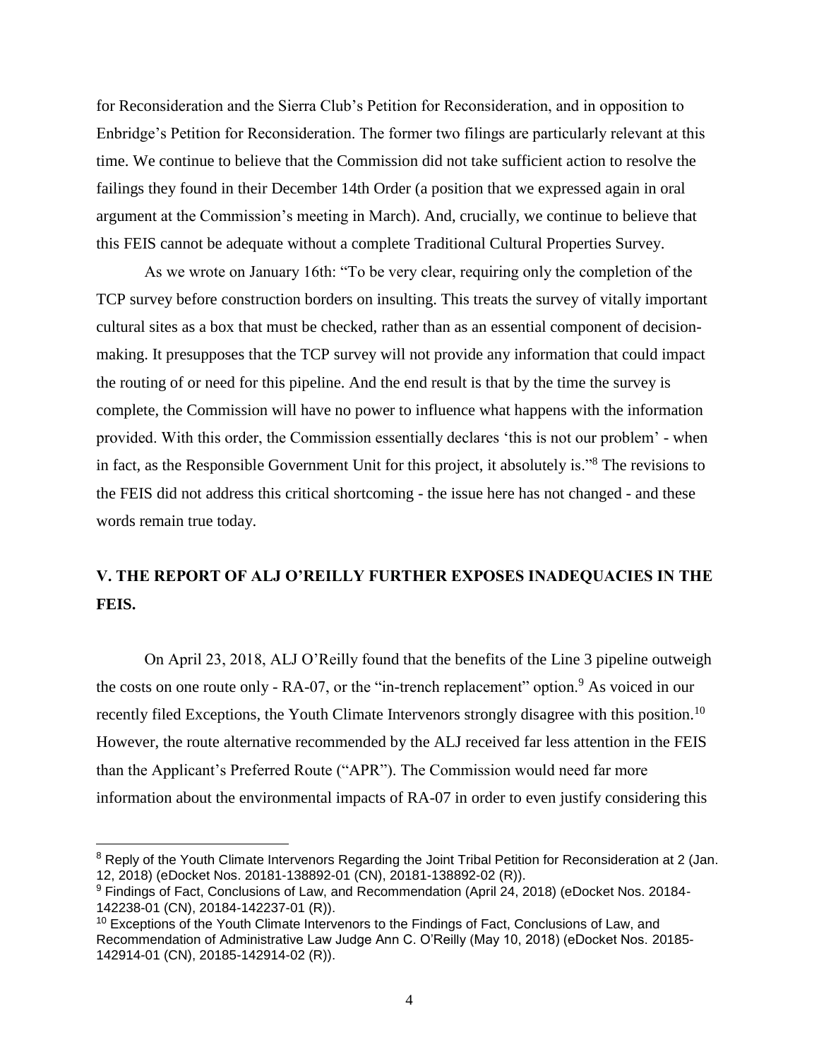for Reconsideration and the Sierra Club's Petition for Reconsideration, and in opposition to Enbridge's Petition for Reconsideration. The former two filings are particularly relevant at this time. We continue to believe that the Commission did not take sufficient action to resolve the failings they found in their December 14th Order (a position that we expressed again in oral argument at the Commission's meeting in March). And, crucially, we continue to believe that this FEIS cannot be adequate without a complete Traditional Cultural Properties Survey.

As we wrote on January 16th: "To be very clear, requiring only the completion of the TCP survey before construction borders on insulting. This treats the survey of vitally important cultural sites as a box that must be checked, rather than as an essential component of decision-making. It presupposes that the TCP survey will not provide any information that could impact the routing of or need for this pipeline. And the end result is that by the time the survey is complete, the Commission will have no power to influence what happens with the information provided. With this order, the Commission essentially declares 'this is not our problem' - when in fact, as the Responsible Government Unit for this project, it absolutely is."[8] The revisions to the FEIS did not address this critical shortcoming - the issue here has not changed - and these words remain true today.

## V. THE REPORT OF ALJ O'REILLY FURTHER EXPOSES INADEQUACIES IN THE FEIS.

On April 23, 2018, ALJ O'Reilly found that the benefits of the Line 3 pipeline outweigh the costs on one route only - RA-07, or the "in-trench replacement" option.[9] As voiced in our recently filed Exceptions, the Youth Climate Intervenors strongly disagree with this position.[10] However, the route alternative recommended by the ALJ received far less attention in the FEIS than the Applicant's Preferred Route ("APR"). The Commission would need far more information about the environmental impacts of RA-07 in order to even justify considering this

[8] Reply of the Youth Climate Intervenors Regarding the Joint Tribal Petition for Reconsideration at 2 (Jan. 12, 2018) (eDocket Nos. 20181-138892-01 (CN), 20181-138892-02 (R)).

[9] Findings of Fact, Conclusions of Law, and Recommendation (April 24, 2018) (eDocket Nos. 20184-142238-01 (CN), 20184-142237-01 (R)).

[10] Exceptions of the Youth Climate Intervenors to the Findings of Fact, Conclusions of Law, and Recommendation of Administrative Law Judge Ann C. O'Reilly (May 10, 2018) (eDocket Nos. 20185-142914-01 (CN), 20185-142914-02 (R)).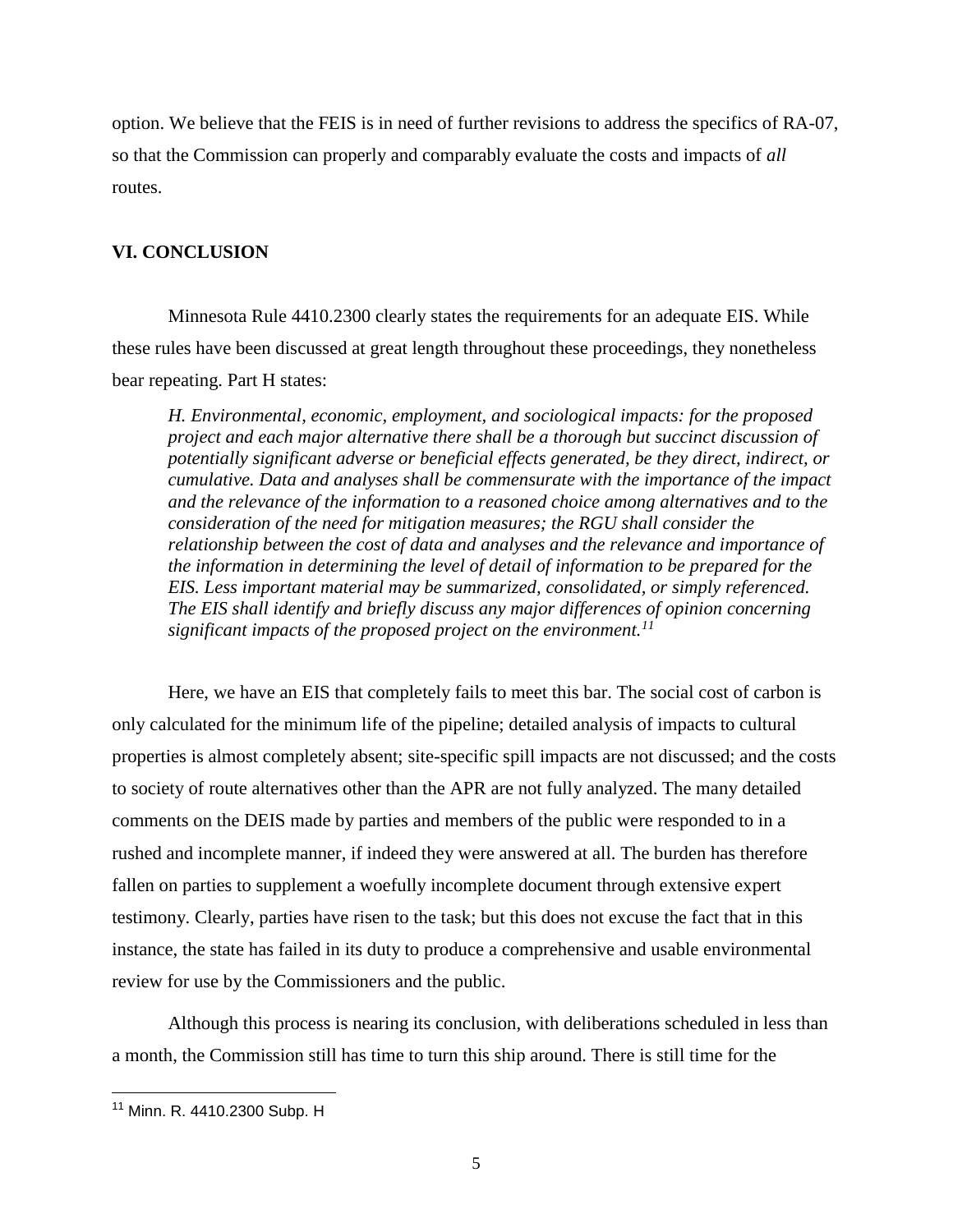option. We believe that the FEIS is in need of further revisions to address the specifics of RA-07, so that the Commission can properly and comparably evaluate the costs and impacts of *all* routes.

## VI. CONCLUSION

Minnesota Rule 4410.2300 clearly states the requirements for an adequate EIS. While these rules have been discussed at great length throughout these proceedings, they nonetheless bear repeating. Part H states:

> *H. Environmental, economic, employment, and sociological impacts: for the proposed project and each major alternative there shall be a thorough but succinct discussion of potentially significant adverse or beneficial effects generated, be they direct, indirect, or cumulative. Data and analyses shall be commensurate with the importance of the impact and the relevance of the information to a reasoned choice among alternatives and to the consideration of the need for mitigation measures; the RGU shall consider the relationship between the cost of data and analyses and the relevance and importance of the information in determining the level of detail of information to be prepared for the EIS. Less important material may be summarized, consolidated, or simply referenced. The EIS shall identify and briefly discuss any major differences of opinion concerning significant impacts of the proposed project on the environment.*[11]

Here, we have an EIS that completely fails to meet this bar. The social cost of carbon is only calculated for the minimum life of the pipeline; detailed analysis of impacts to cultural properties is almost completely absent; site-specific spill impacts are not discussed; and the costs to society of route alternatives other than the APR are not fully analyzed. The many detailed comments on the DEIS made by parties and members of the public were responded to in a rushed and incomplete manner, if indeed they were answered at all. The burden has therefore fallen on parties to supplement a woefully incomplete document through extensive expert testimony. Clearly, parties have risen to the task; but this does not excuse the fact that in this instance, the state has failed in its duty to produce a comprehensive and usable environmental review for use by the Commissioners and the public.

Although this process is nearing its conclusion, with deliberations scheduled in less than a month, the Commission still has time to turn this ship around. There is still time for the

[11] Minn. R. 4410.2300 Subp. H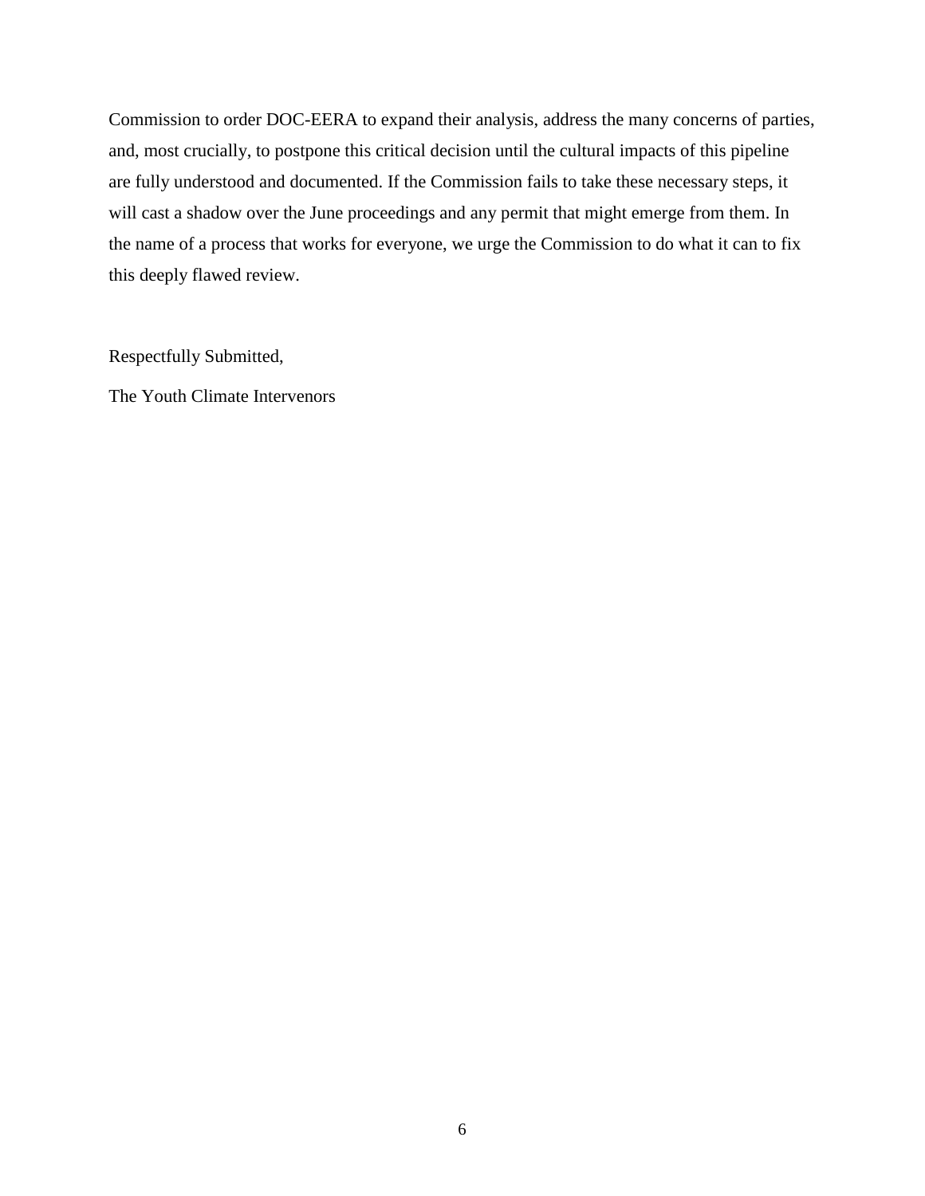Commission to order DOC-EERA to expand their analysis, address the many concerns of parties, and, most crucially, to postpone this critical decision until the cultural impacts of this pipeline are fully understood and documented. If the Commission fails to take these necessary steps, it will cast a shadow over the June proceedings and any permit that might emerge from them. In the name of a process that works for everyone, we urge the Commission to do what it can to fix this deeply flawed review.

Respectfully Submitted,

The Youth Climate Intervenors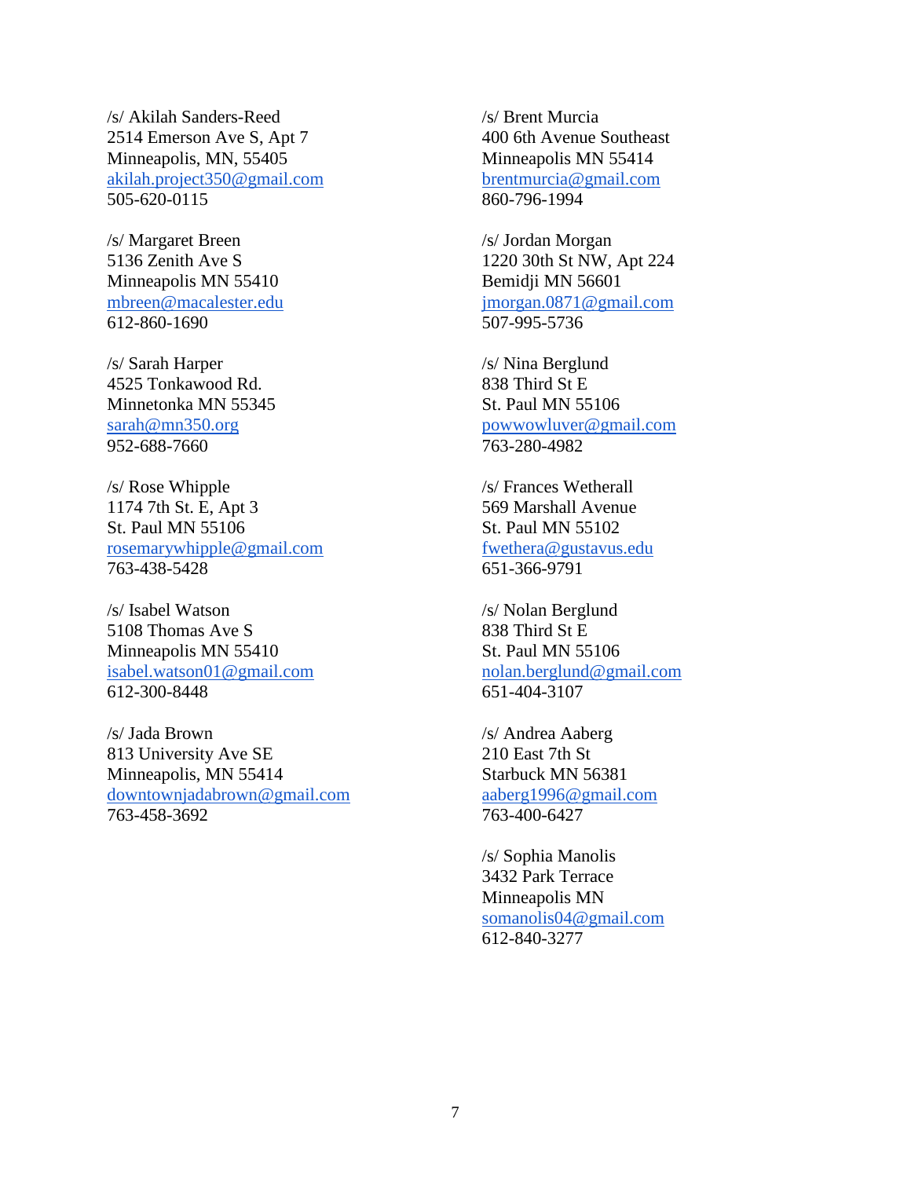/s/ Akilah Sanders-Reed
2514 Emerson Ave S, Apt 7
Minneapolis, MN, 55405
akilah.project350@gmail.com
505-620-0115

/s/ Margaret Breen
5136 Zenith Ave S
Minneapolis MN 55410
mbreen@macalester.edu
612-860-1690

/s/ Sarah Harper
4525 Tonkawood Rd.
Minnetonka MN 55345
sarah@mn350.org
952-688-7660

/s/ Rose Whipple
1174 7th St. E, Apt 3
St. Paul MN 55106
rosemarywhipple@gmail.com
763-438-5428

/s/ Isabel Watson
5108 Thomas Ave S
Minneapolis MN 55410
isabel.watson01@gmail.com
612-300-8448

/s/ Jada Brown
813 University Ave SE
Minneapolis, MN 55414
downtownjadabrown@gmail.com
763-458-3692

/s/ Brent Murcia
400 6th Avenue Southeast
Minneapolis MN 55414
brentmurcia@gmail.com
860-796-1994

/s/ Jordan Morgan
1220 30th St NW, Apt 224
Bemidji MN 56601
jmorgan.0871@gmail.com
507-995-5736

/s/ Nina Berglund
838 Third St E
St. Paul MN 55106
powwowluver@gmail.com
763-280-4982

/s/ Frances Wetherall
569 Marshall Avenue
St. Paul MN 55102
fwethera@gustavus.edu
651-366-9791

/s/ Nolan Berglund
838 Third St E
St. Paul MN 55106
nolan.berglund@gmail.com
651-404-3107

/s/ Andrea Aaberg
210 East 7th St
Starbuck MN 56381
aaberg1996@gmail.com
763-400-6427

/s/ Sophia Manolis
3432 Park Terrace
Minneapolis MN
somanolis04@gmail.com
612-840-3277